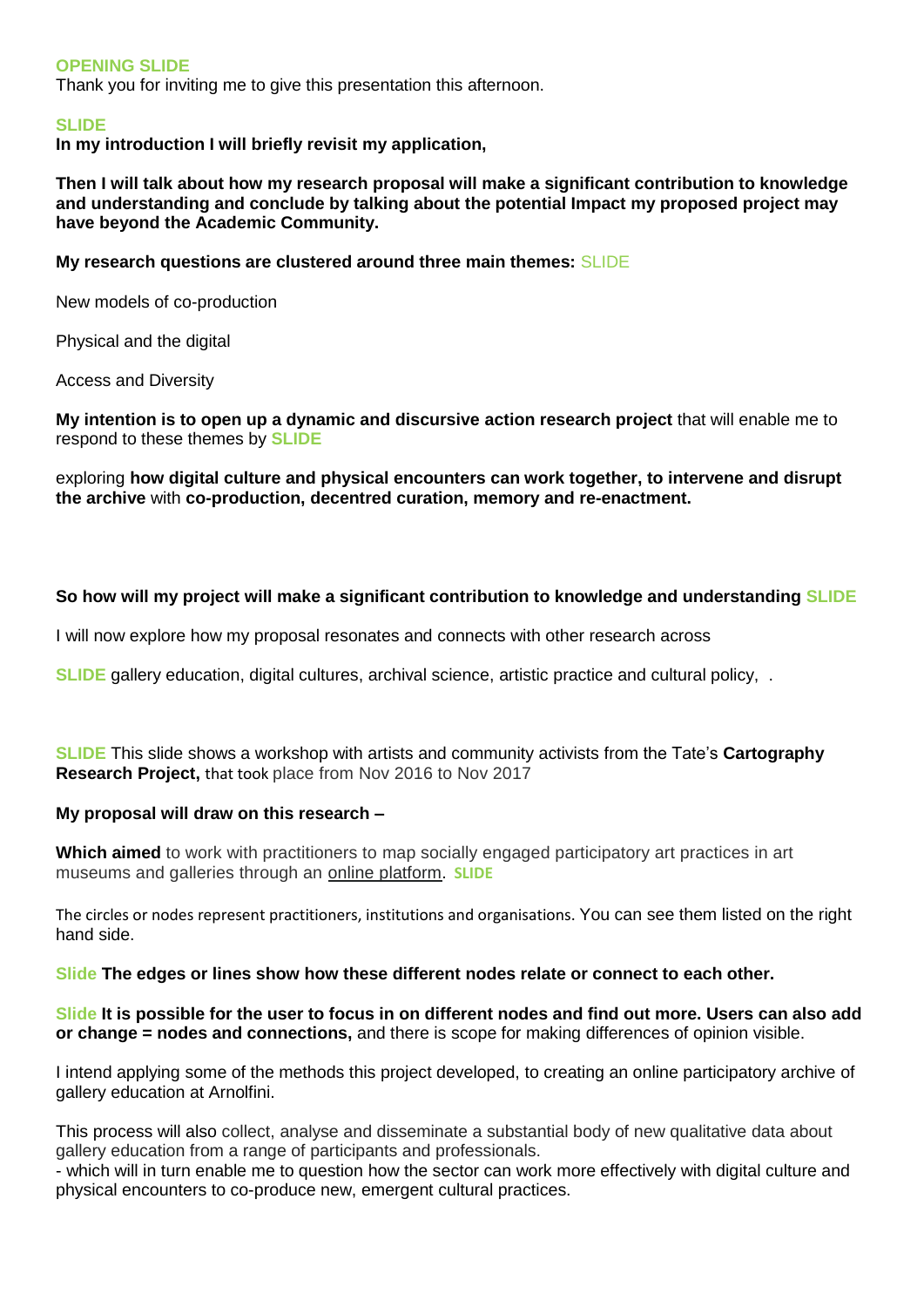**OPENING SLIDE**

Thank you for inviting me to give this presentation this afternoon.

**SLIDE**

**In my introduction I will briefly revisit my application,**

**Then I will talk about how my research proposal will make a significant contribution to knowledge and understanding and conclude by talking about the potential Impact my proposed project may have beyond the Academic Community.**

**My research questions are clustered around three main themes:** SLIDE

New models of co-production

Physical and the digital

Access and Diversity

**My intention is to open up a dynamic and discursive action research project** that will enable me to respond to these themes by **SLIDE**

exploring **how digital culture and physical encounters can work together, to intervene and disrupt the archive** with **co-production, decentred curation, memory and re-enactment.**

**So how will my project will make a significant contribution to knowledge and understanding SLIDE**

I will now explore how my proposal resonates and connects with other research across

**SLIDE** gallery education, digital cultures, archival science, artistic practice and cultural policy, .

**SLIDE** This slide shows a workshop with artists and community activists from the Tate's **Cartography Research Project,** that took place from Nov 2016 to Nov 2017

**My proposal will draw on this research –**

**Which aimed** to work with practitioners to map socially engaged participatory art practices in art museums and galleries through an online platform. **SLIDE**

The circles or nodes represent practitioners, institutions and organisations. You can see them listed on the right hand side.

**Slide The edges or lines show how these different nodes relate or connect to each other.**

**Slide It is possible for the user to focus in on different nodes and find out more. Users can also add or change = nodes and connections,** and there is scope for making differences of opinion visible.

I intend applying some of the methods this project developed, to creating an online participatory archive of gallery education at Arnolfini.

This process will also collect, analyse and disseminate a substantial body of new qualitative data about gallery education from a range of participants and professionals.
- which will in turn enable me to question how the sector can work more effectively with digital culture and physical encounters to co-produce new, emergent cultural practices.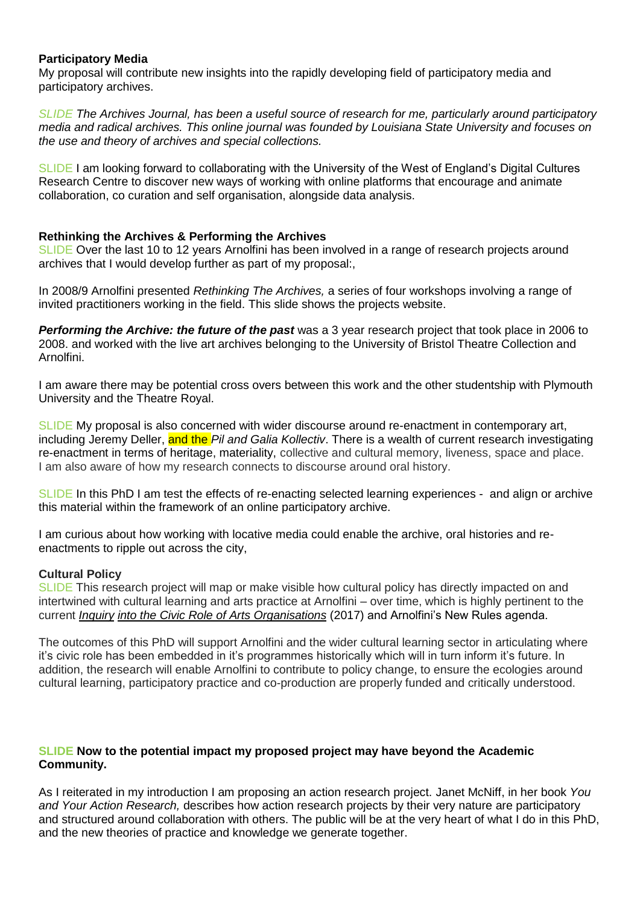**Participatory Media**
My proposal will contribute new insights into the rapidly developing field of participatory media and participatory archives.

SLIDE *The Archives Journal, has been a useful source of research for me, particularly around participatory media and radical archives. This online journal was founded by Louisiana State University and focuses on the use and theory of archives and special collections.*

SLIDE I am looking forward to collaborating with the University of the West of England's Digital Cultures Research Centre to discover new ways of working with online platforms that encourage and animate collaboration, co curation and self organisation, alongside data analysis.

**Rethinking the Archives & Performing the Archives**
SLIDE Over the last 10 to 12 years Arnolfini has been involved in a range of research projects around archives that I would develop further as part of my proposal:,

In 2008/9 Arnolfini presented *Rethinking The Archives,* a series of four workshops involving a range of invited practitioners working in the field. This slide shows the projects website.

***Performing the Archive: the future of the past*** was a 3 year research project that took place in 2006 to 2008. and worked with the live art archives belonging to the University of Bristol Theatre Collection and Arnolfini.

I am aware there may be potential cross overs between this work and the other studentship with Plymouth University and the Theatre Royal.

SLIDE My proposal is also concerned with wider discourse around re-enactment in contemporary art, including Jeremy Deller, and the *Pil and Galia Kollectiv*. There is a wealth of current research investigating re-enactment in terms of heritage, materiality, collective and cultural memory, liveness, space and place. I am also aware of how my research connects to discourse around oral history.

SLIDE In this PhD I am test the effects of re-enacting selected learning experiences - and align or archive this material within the framework of an online participatory archive.

I am curious about how working with locative media could enable the archive, oral histories and re-enactments to ripple out across the city,

**Cultural Policy**
SLIDE This research project will map or make visible how cultural policy has directly impacted on and intertwined with cultural learning and arts practice at Arnolfini – over time, which is highly pertinent to the current *Inquiry into the Civic Role of Arts Organisations* (2017) and Arnolfini's New Rules agenda.

The outcomes of this PhD will support Arnolfini and the wider cultural learning sector in articulating where it's civic role has been embedded in it's programmes historically which will in turn inform it's future. In addition, the research will enable Arnolfini to contribute to policy change, to ensure the ecologies around cultural learning, participatory practice and co-production are properly funded and critically understood.

**SLIDE Now to the potential impact my proposed project may have beyond the Academic Community.**

As I reiterated in my introduction I am proposing an action research project. Janet McNiff, in her book *You and Your Action Research,* describes how action research projects by their very nature are participatory and structured around collaboration with others. The public will be at the very heart of what I do in this PhD, and the new theories of practice and knowledge we generate together.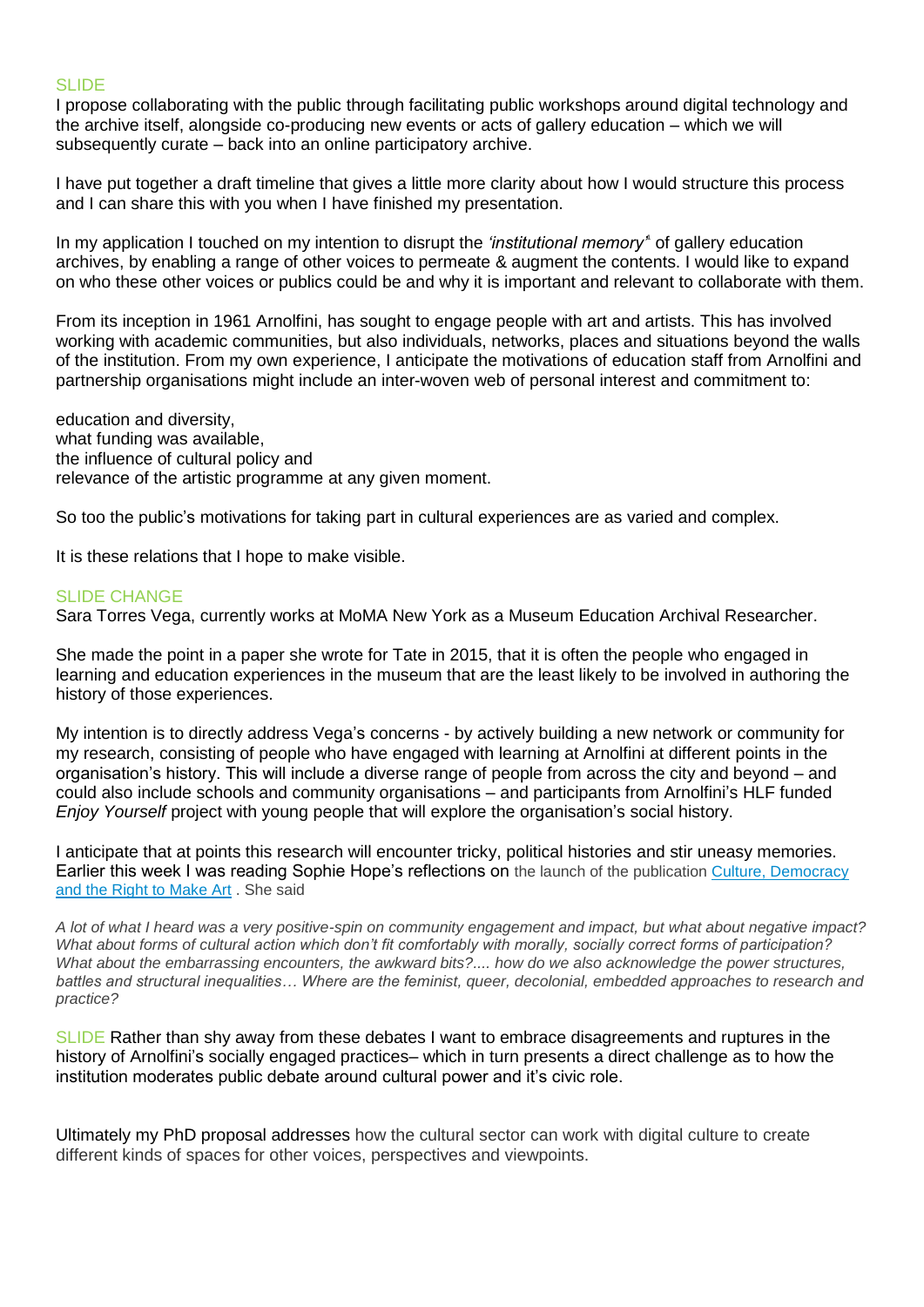SLIDE

I propose collaborating with the public through facilitating public workshops around digital technology and the archive itself, alongside co-producing new events or acts of gallery education – which we will subsequently curate – back into an online participatory archive.

I have put together a draft timeline that gives a little more clarity about how I would structure this process and I can share this with you when I have finished my presentation.

In my application I touched on my intention to disrupt the *'institutional memory'* of gallery education archives, by enabling a range of other voices to permeate & augment the contents. I would like to expand on who these other voices or publics could be and why it is important and relevant to collaborate with them.

From its inception in 1961 Arnolfini, has sought to engage people with art and artists. This has involved working with academic communities, but also individuals, networks, places and situations beyond the walls of the institution. From my own experience, I anticipate the motivations of education staff from Arnolfini and partnership organisations might include an inter-woven web of personal interest and commitment to:

education and diversity,
what funding was available,
the influence of cultural policy and
relevance of the artistic programme at any given moment.

So too the public's motivations for taking part in cultural experiences are as varied and complex.

It is these relations that I hope to make visible.

SLIDE CHANGE

Sara Torres Vega, currently works at MoMA New York as a Museum Education Archival Researcher.

She made the point in a paper she wrote for Tate in 2015, that it is often the people who engaged in learning and education experiences in the museum that are the least likely to be involved in authoring the history of those experiences.

My intention is to directly address Vega's concerns - by actively building a new network or community for my research, consisting of people who have engaged with learning at Arnolfini at different points in the organisation's history. This will include a diverse range of people from across the city and beyond – and could also include schools and community organisations – and participants from Arnolfini's HLF funded *Enjoy Yourself* project with young people that will explore the organisation's social history.

I anticipate that at points this research will encounter tricky, political histories and stir uneasy memories. Earlier this week I was reading Sophie Hope's reflections on the launch of the publication Culture, Democracy and the Right to Make Art . She said

*A lot of what I heard was a very positive-spin on community engagement and impact, but what about negative impact? What about forms of cultural action which don't fit comfortably with morally, socially correct forms of participation? What about the embarrassing encounters, the awkward bits?.... how do we also acknowledge the power structures, battles and structural inequalities… Where are the feminist, queer, decolonial, embedded approaches to research and practice?*

SLIDE Rather than shy away from these debates I want to embrace disagreements and ruptures in the history of Arnolfini's socially engaged practices– which in turn presents a direct challenge as to how the institution moderates public debate around cultural power and it's civic role.

Ultimately my PhD proposal addresses how the cultural sector can work with digital culture to create different kinds of spaces for other voices, perspectives and viewpoints.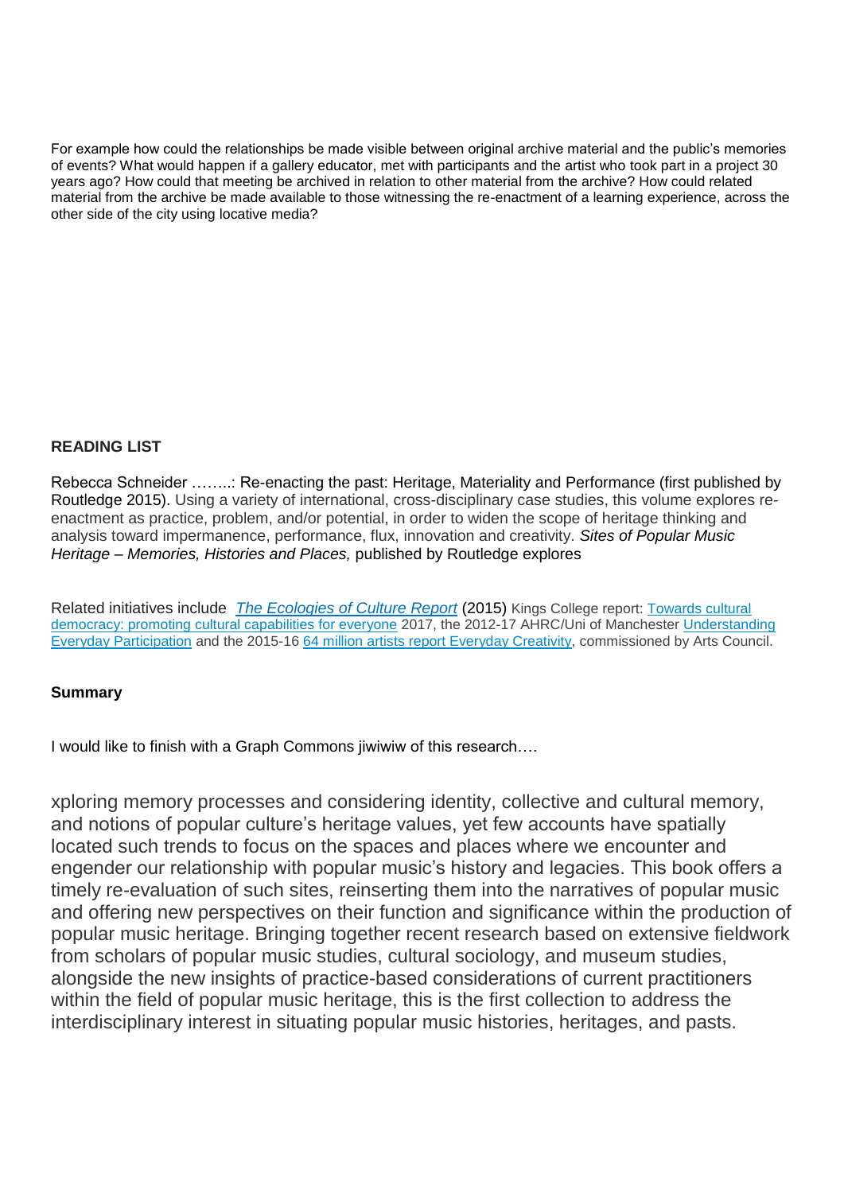For example how could the relationships be made visible between original archive material and the public's memories of events? What would happen if a gallery educator, met with participants and the artist who took part in a project 30 years ago? How could that meeting be archived in relation to other material from the archive? How could related material from the archive be made available to those witnessing the re-enactment of a learning experience, across the other side of the city using locative media?

**READING LIST**

Rebecca Schneider ……..: Re-enacting the past: Heritage, Materiality and Performance (first published by Routledge 2015). Using a variety of international, cross-disciplinary case studies, this volume explores re-enactment as practice, problem, and/or potential, in order to widen the scope of heritage thinking and analysis toward impermanence, performance, flux, innovation and creativity. *Sites of Popular Music Heritage – Memories, Histories and Places,* published by Routledge explores

Related initiatives include *The Ecologies of Culture Report* (2015) Kings College report: Towards cultural democracy: promoting cultural capabilities for everyone 2017, the 2012-17 AHRC/Uni of Manchester Understanding Everyday Participation and the 2015-16 64 million artists report Everyday Creativity, commissioned by Arts Council.

**Summary**

I would like to finish with a Graph Commons jiwiwiw of this research….

xploring memory processes and considering identity, collective and cultural memory, and notions of popular culture's heritage values, yet few accounts have spatially located such trends to focus on the spaces and places where we encounter and engender our relationship with popular music's history and legacies. This book offers a timely re-evaluation of such sites, reinserting them into the narratives of popular music and offering new perspectives on their function and significance within the production of popular music heritage. Bringing together recent research based on extensive fieldwork from scholars of popular music studies, cultural sociology, and museum studies, alongside the new insights of practice-based considerations of current practitioners within the field of popular music heritage, this is the first collection to address the interdisciplinary interest in situating popular music histories, heritages, and pasts.